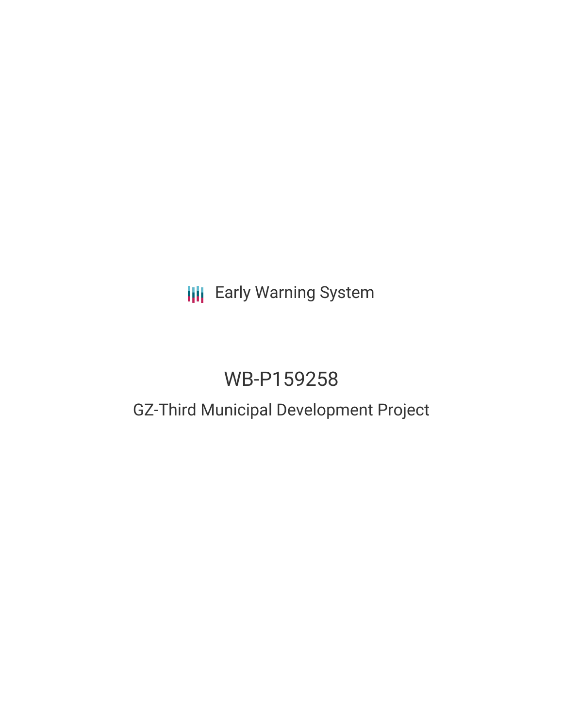Early Warning System

# WB-P159258

## GZ-Third Municipal Development Project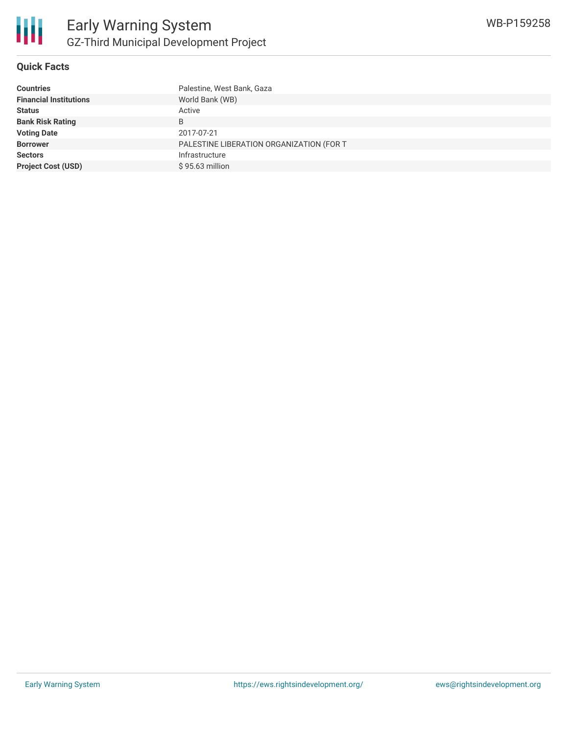# Early Warning System

## GZ-Third Municipal Development Project

WB-P159258

### Quick Facts

| | |
|---|---|
| **Countries** | Palestine, West Bank, Gaza |
| **Financial Institutions** | World Bank (WB) |
| **Status** | Active |
| **Bank Risk Rating** | B |
| **Voting Date** | 2017-07-21 |
| **Borrower** | PALESTINE LIBERATION ORGANIZATION (FOR T |
| **Sectors** | Infrastructure |
| **Project Cost (USD)** | $ 95.63 million |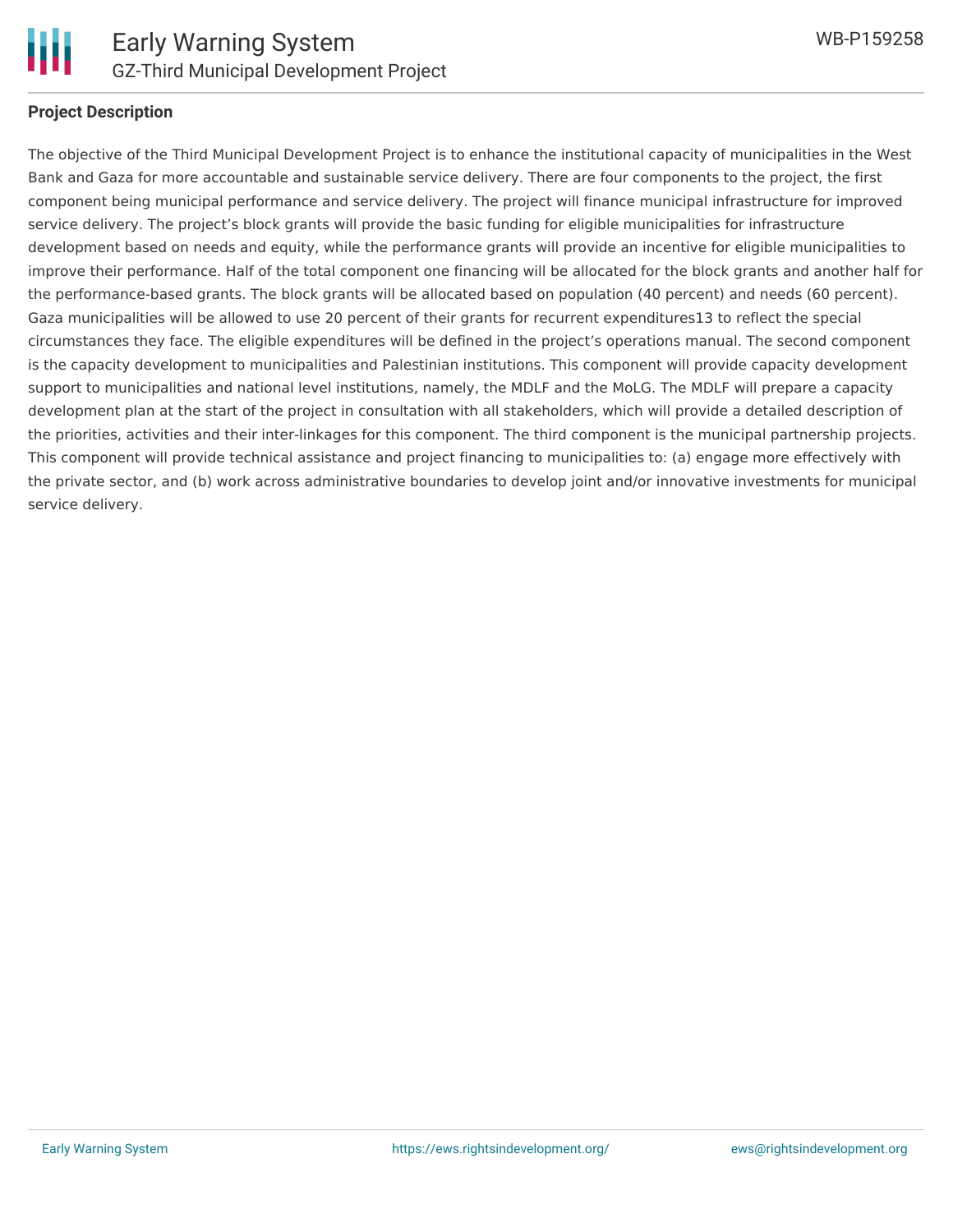**Project Description**

The objective of the Third Municipal Development Project is to enhance the institutional capacity of municipalities in the West Bank and Gaza for more accountable and sustainable service delivery. There are four components to the project, the first component being municipal performance and service delivery. The project will finance municipal infrastructure for improved service delivery. The project's block grants will provide the basic funding for eligible municipalities for infrastructure development based on needs and equity, while the performance grants will provide an incentive for eligible municipalities to improve their performance. Half of the total component one financing will be allocated for the block grants and another half for the performance-based grants. The block grants will be allocated based on population (40 percent) and needs (60 percent). Gaza municipalities will be allowed to use 20 percent of their grants for recurrent expenditures13 to reflect the special circumstances they face. The eligible expenditures will be defined in the project's operations manual. The second component is the capacity development to municipalities and Palestinian institutions. This component will provide capacity development support to municipalities and national level institutions, namely, the MDLF and the MoLG. The MDLF will prepare a capacity development plan at the start of the project in consultation with all stakeholders, which will provide a detailed description of the priorities, activities and their inter-linkages for this component. The third component is the municipal partnership projects. This component will provide technical assistance and project financing to municipalities to: (a) engage more effectively with the private sector, and (b) work across administrative boundaries to develop joint and/or innovative investments for municipal service delivery.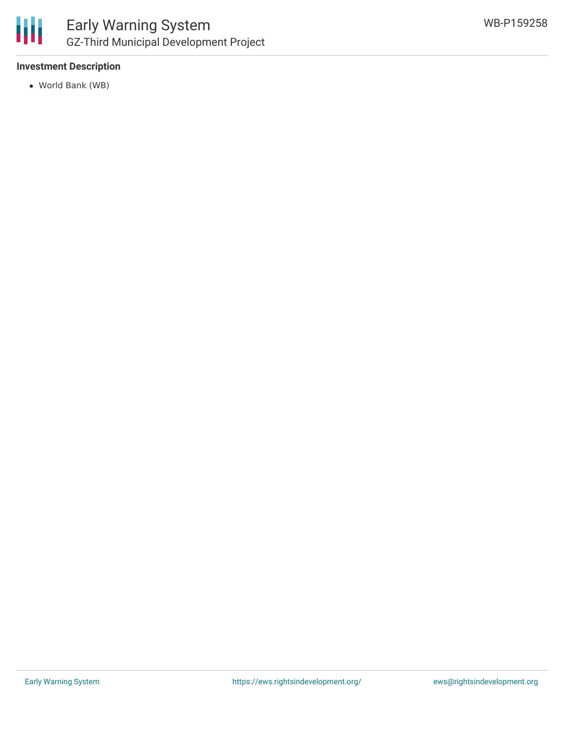### Investment Description

- World Bank (WB)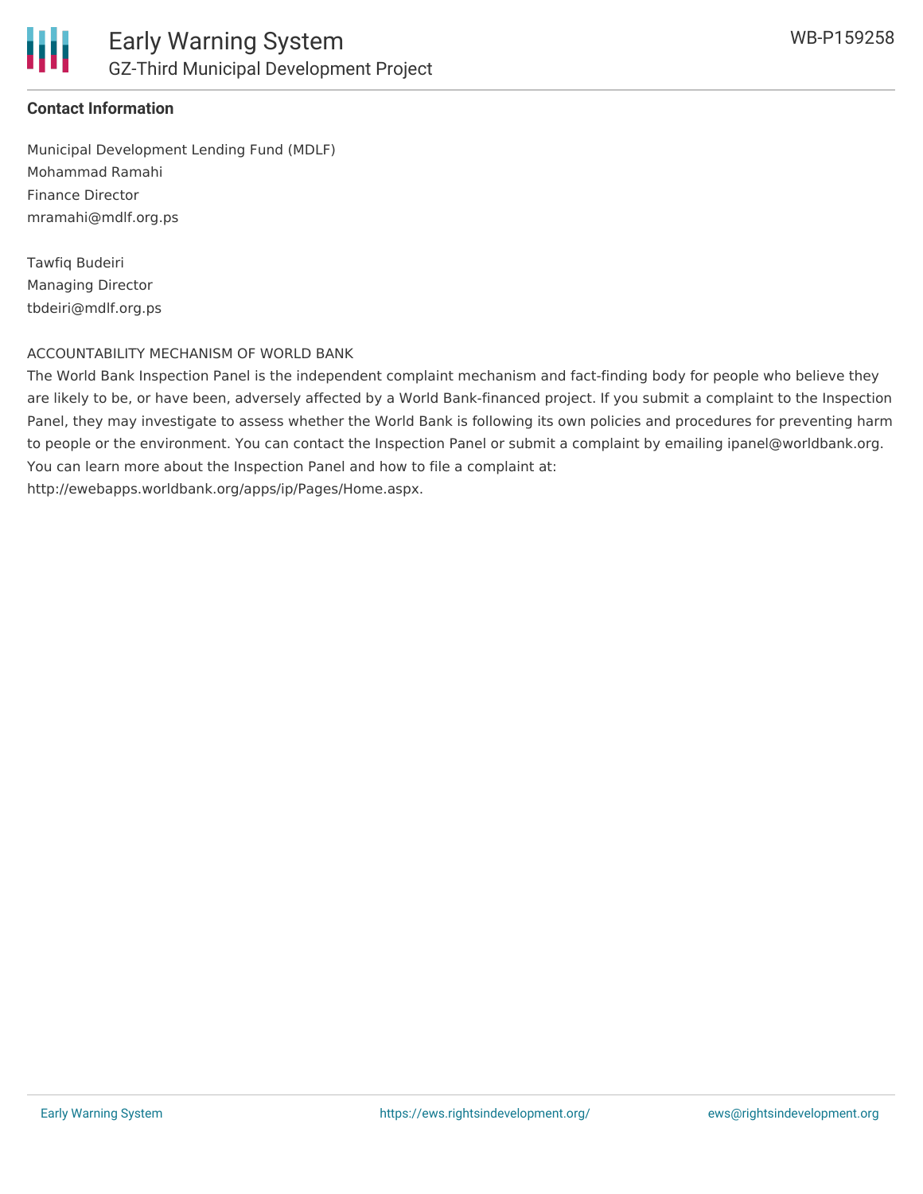### Contact Information

Municipal Development Lending Fund (MDLF)
Mohammad Ramahi
Finance Director
mramahi@mdlf.org.ps

Tawfiq Budeiri
Managing Director
tbdeiri@mdlf.org.ps

ACCOUNTABILITY MECHANISM OF WORLD BANK
The World Bank Inspection Panel is the independent complaint mechanism and fact-finding body for people who believe they are likely to be, or have been, adversely affected by a World Bank-financed project. If you submit a complaint to the Inspection Panel, they may investigate to assess whether the World Bank is following its own policies and procedures for preventing harm to people or the environment. You can contact the Inspection Panel or submit a complaint by emailing ipanel@worldbank.org. You can learn more about the Inspection Panel and how to file a complaint at: http://ewebapps.worldbank.org/apps/ip/Pages/Home.aspx.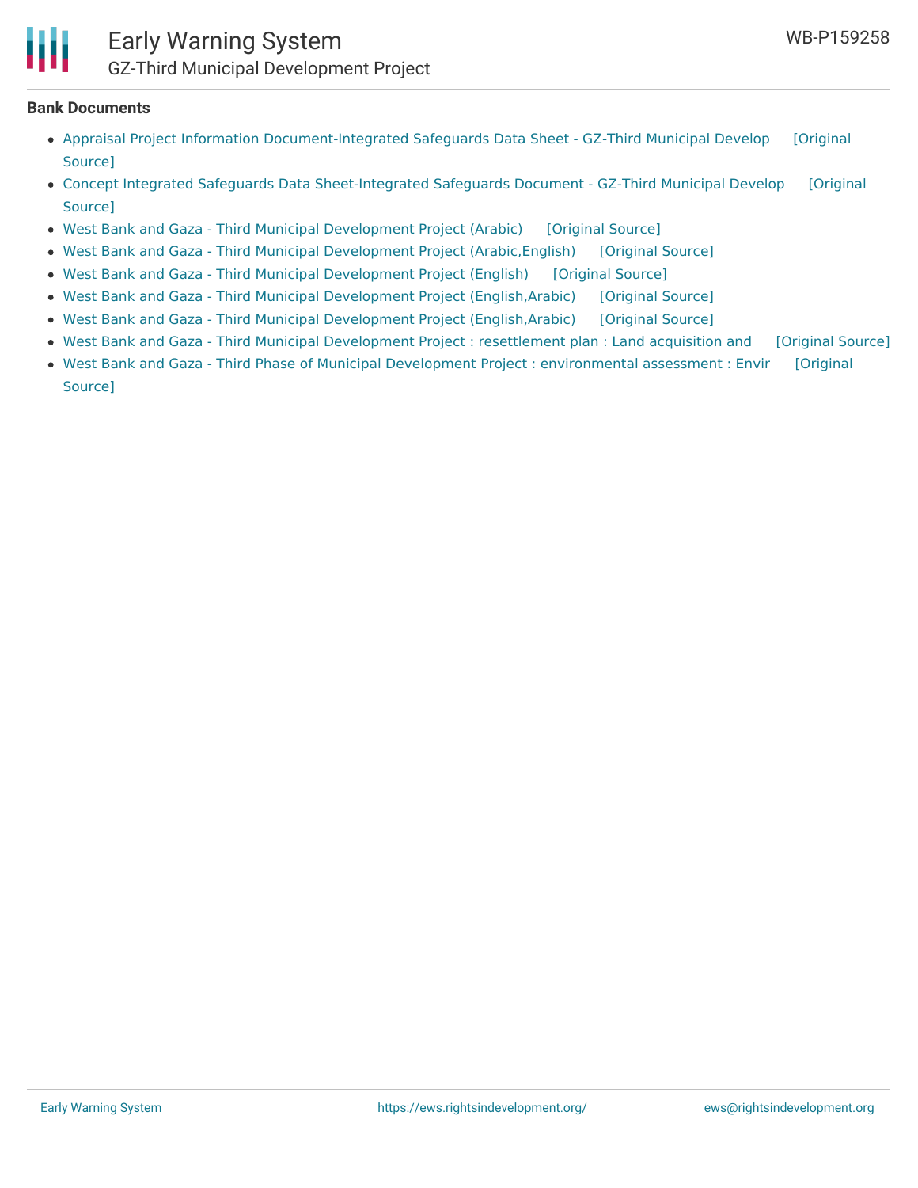**Bank Documents**

- Appraisal Project Information Document-Integrated Safeguards Data Sheet - GZ-Third Municipal Develop [Original Source]
- Concept Integrated Safeguards Data Sheet-Integrated Safeguards Document - GZ-Third Municipal Develop [Original Source]
- West Bank and Gaza - Third Municipal Development Project (Arabic) [Original Source]
- West Bank and Gaza - Third Municipal Development Project (Arabic,English) [Original Source]
- West Bank and Gaza - Third Municipal Development Project (English) [Original Source]
- West Bank and Gaza - Third Municipal Development Project (English,Arabic) [Original Source]
- West Bank and Gaza - Third Municipal Development Project (English,Arabic) [Original Source]
- West Bank and Gaza - Third Municipal Development Project : resettlement plan : Land acquisition and [Original Source]
- West Bank and Gaza - Third Phase of Municipal Development Project : environmental assessment : Envir [Original Source]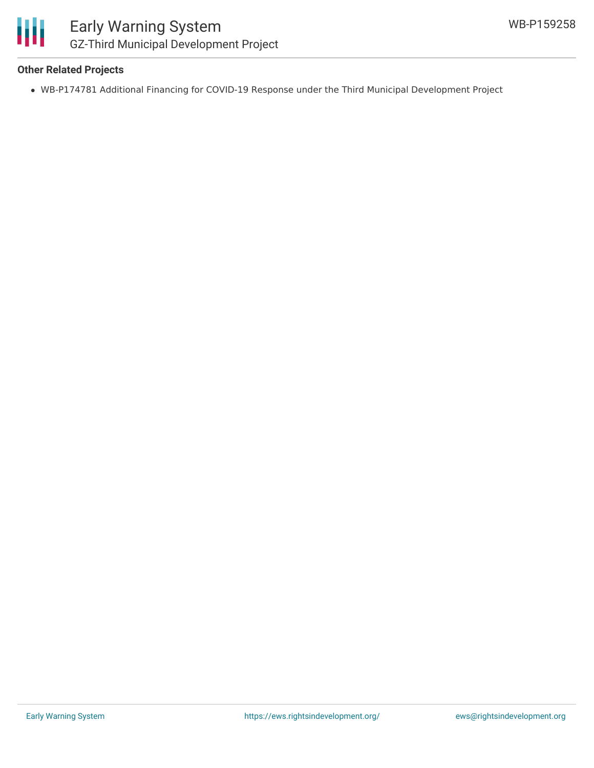**Other Related Projects**

- WB-P174781 Additional Financing for COVID-19 Response under the Third Municipal Development Project